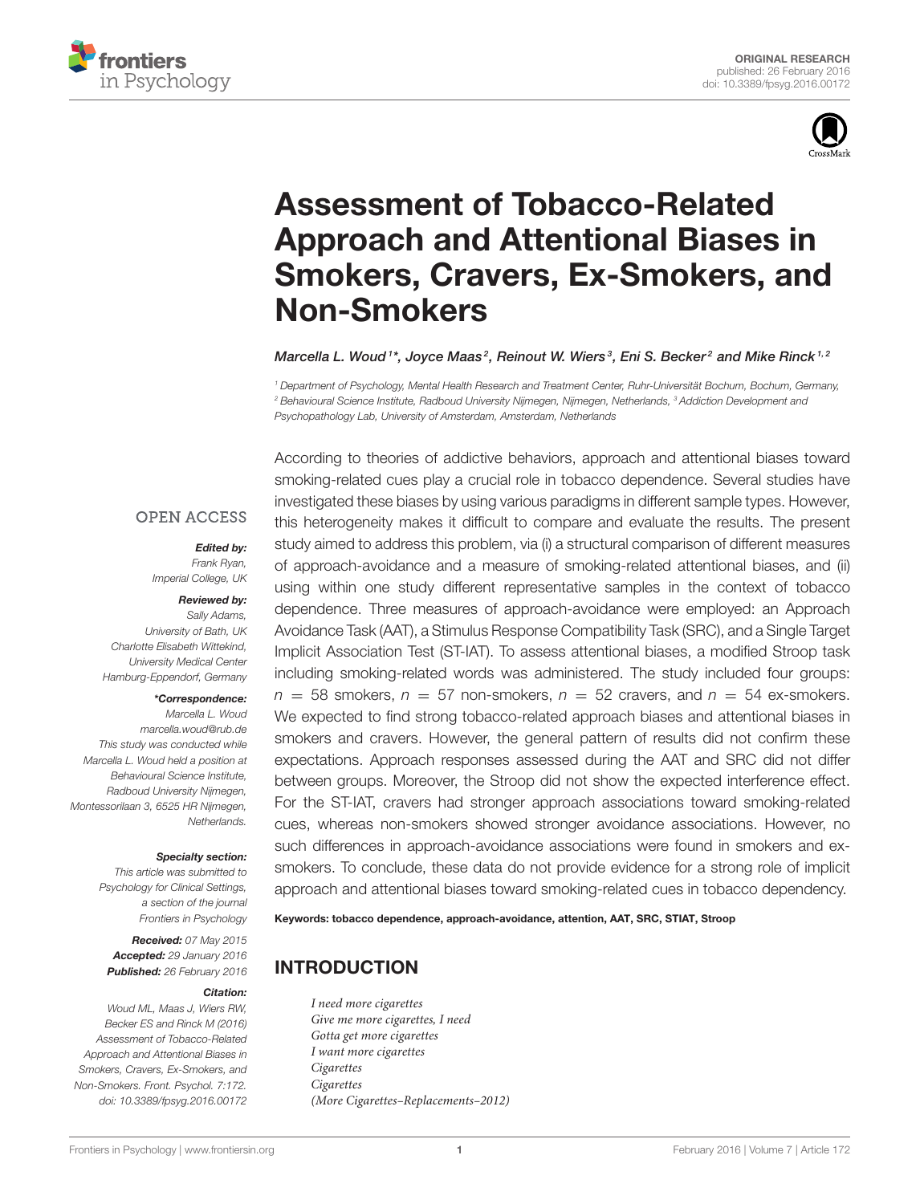ORIGINAL RESEARCH
published: 26 February 2016
doi: 10.3389/fpsyg.2016.00172

# Assessment of Tobacco-Related Approach and Attentional Biases in Smokers, Cravers, Ex-Smokers, and Non-Smokers

*Marcella L. Woud[1]\*, Joyce Maas[2], Reinout W. Wiers[3], Eni S. Becker[2] and Mike Rinck[1,2]*

[1] Department of Psychology, Mental Health Research and Treatment Center, Ruhr-Universität Bochum, Bochum, Germany, [2] Behavioural Science Institute, Radboud University Nijmegen, Nijmegen, Netherlands, [3] Addiction Development and Psychopathology Lab, University of Amsterdam, Amsterdam, Netherlands

OPEN ACCESS

***Edited by:***
Frank Ryan,
Imperial College, UK

***Reviewed by:***
Sally Adams,
University of Bath, UK
Charlotte Elisabeth Wittekind,
University Medical Center
Hamburg-Eppendorf, Germany

***\*Correspondence:***
Marcella L. Woud
marcella.woud@rub.de
This study was conducted while Marcella L. Woud held a position at Behavioural Science Institute, Radboud University Nijmegen, Montessorilaan 3, 6525 HR Nijmegen, Netherlands.

***Specialty section:***
This article was submitted to Psychology for Clinical Settings, a section of the journal Frontiers in Psychology

***Received:*** 07 May 2015
***Accepted:*** 29 January 2016
***Published:*** 26 February 2016

***Citation:***
Woud ML, Maas J, Wiers RW, Becker ES and Rinck M (2016) Assessment of Tobacco-Related Approach and Attentional Biases in Smokers, Cravers, Ex-Smokers, and Non-Smokers. Front. Psychol. 7:172. doi: 10.3389/fpsyg.2016.00172

According to theories of addictive behaviors, approach and attentional biases toward smoking-related cues play a crucial role in tobacco dependence. Several studies have investigated these biases by using various paradigms in different sample types. However, this heterogeneity makes it difficult to compare and evaluate the results. The present study aimed to address this problem, via (i) a structural comparison of different measures of approach-avoidance and a measure of smoking-related attentional biases, and (ii) using within one study different representative samples in the context of tobacco dependence. Three measures of approach-avoidance were employed: an Approach Avoidance Task (AAT), a Stimulus Response Compatibility Task (SRC), and a Single Target Implicit Association Test (ST-IAT). To assess attentional biases, a modified Stroop task including smoking-related words was administered. The study included four groups: $n = 58$ smokers, $n = 57$ non-smokers, $n = 52$ cravers, and $n = 54$ ex-smokers. We expected to find strong tobacco-related approach biases and attentional biases in smokers and cravers. However, the general pattern of results did not confirm these expectations. Approach responses assessed during the AAT and SRC did not differ between groups. Moreover, the Stroop did not show the expected interference effect. For the ST-IAT, cravers had stronger approach associations toward smoking-related cues, whereas non-smokers showed stronger avoidance associations. However, no such differences in approach-avoidance associations were found in smokers and ex-smokers. To conclude, these data do not provide evidence for a strong role of implicit approach and attentional biases toward smoking-related cues in tobacco dependency.

**Keywords: tobacco dependence, approach-avoidance, attention, AAT, SRC, STIAT, Stroop**

## INTRODUCTION

*I need more cigarettes*
*Give me more cigarettes, I need*
*Gotta get more cigarettes*
*I want more cigarettes*
*Cigarettes*
*Cigarettes*
*(More Cigarettes–Replacements–2012)*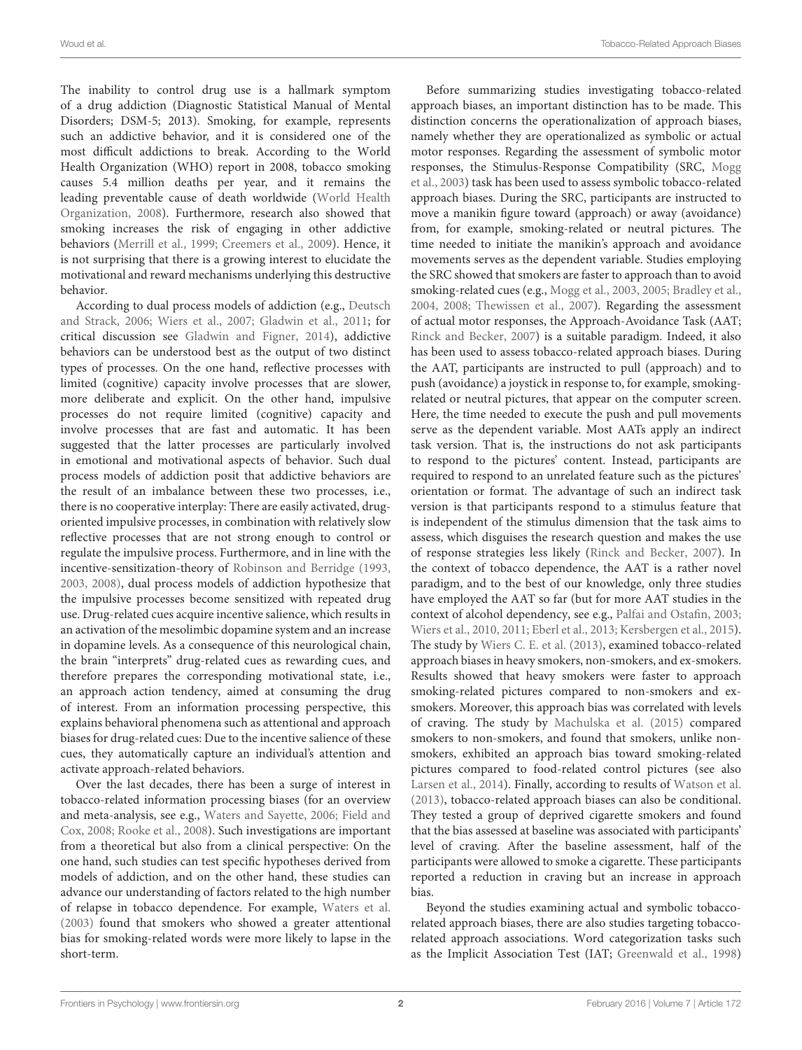The inability to control drug use is a hallmark symptom of a drug addiction (Diagnostic Statistical Manual of Mental Disorders; DSM-5; 2013). Smoking, for example, represents such an addictive behavior, and it is considered one of the most difficult addictions to break. According to the World Health Organization (WHO) report in 2008, tobacco smoking causes 5.4 million deaths per year, and it remains the leading preventable cause of death worldwide (World Health Organization, 2008). Furthermore, research also showed that smoking increases the risk of engaging in other addictive behaviors (Merrill et al., 1999; Creemers et al., 2009). Hence, it is not surprising that there is a growing interest to elucidate the motivational and reward mechanisms underlying this destructive behavior.

According to dual process models of addiction (e.g., Deutsch and Strack, 2006; Wiers et al., 2007; Gladwin et al., 2011; for critical discussion see Gladwin and Figner, 2014), addictive behaviors can be understood best as the output of two distinct types of processes. On the one hand, reflective processes with limited (cognitive) capacity involve processes that are slower, more deliberate and explicit. On the other hand, impulsive processes do not require limited (cognitive) capacity and involve processes that are fast and automatic. It has been suggested that the latter processes are particularly involved in emotional and motivational aspects of behavior. Such dual process models of addiction posit that addictive behaviors are the result of an imbalance between these two processes, i.e., there is no cooperative interplay: There are easily activated, drug-oriented impulsive processes, in combination with relatively slow reflective processes that are not strong enough to control or regulate the impulsive process. Furthermore, and in line with the incentive-sensitization-theory of Robinson and Berridge (1993, 2003, 2008), dual process models of addiction hypothesize that the impulsive processes become sensitized with repeated drug use. Drug-related cues acquire incentive salience, which results in an activation of the mesolimbic dopamine system and an increase in dopamine levels. As a consequence of this neurological chain, the brain "interprets" drug-related cues as rewarding cues, and therefore prepares the corresponding motivational state, i.e., an approach action tendency, aimed at consuming the drug of interest. From an information processing perspective, this explains behavioral phenomena such as attentional and approach biases for drug-related cues: Due to the incentive salience of these cues, they automatically capture an individual's attention and activate approach-related behaviors.

Over the last decades, there has been a surge of interest in tobacco-related information processing biases (for an overview and meta-analysis, see e.g., Waters and Sayette, 2006; Field and Cox, 2008; Rooke et al., 2008). Such investigations are important from a theoretical but also from a clinical perspective: On the one hand, such studies can test specific hypotheses derived from models of addiction, and on the other hand, these studies can advance our understanding of factors related to the high number of relapse in tobacco dependence. For example, Waters et al. (2003) found that smokers who showed a greater attentional bias for smoking-related words were more likely to lapse in the short-term.

Before summarizing studies investigating tobacco-related approach biases, an important distinction has to be made. This distinction concerns the operationalization of approach biases, namely whether they are operationalized as symbolic or actual motor responses. Regarding the assessment of symbolic motor responses, the Stimulus-Response Compatibility (SRC, Mogg et al., 2003) task has been used to assess symbolic tobacco-related approach biases. During the SRC, participants are instructed to move a manikin figure toward (approach) or away (avoidance) from, for example, smoking-related or neutral pictures. The time needed to initiate the manikin's approach and avoidance movements serves as the dependent variable. Studies employing the SRC showed that smokers are faster to approach than to avoid smoking-related cues (e.g., Mogg et al., 2003, 2005; Bradley et al., 2004, 2008; Thewissen et al., 2007). Regarding the assessment of actual motor responses, the Approach-Avoidance Task (AAT; Rinck and Becker, 2007) is a suitable paradigm. Indeed, it also has been used to assess tobacco-related approach biases. During the AAT, participants are instructed to pull (approach) and to push (avoidance) a joystick in response to, for example, smoking-related or neutral pictures, that appear on the computer screen. Here, the time needed to execute the push and pull movements serve as the dependent variable. Most AATs apply an indirect task version. That is, the instructions do not ask participants to respond to the pictures' content. Instead, participants are required to respond to an unrelated feature such as the pictures' orientation or format. The advantage of such an indirect task version is that participants respond to a stimulus feature that is independent of the stimulus dimension that the task aims to assess, which disguises the research question and makes the use of response strategies less likely (Rinck and Becker, 2007). In the context of tobacco dependence, the AAT is a rather novel paradigm, and to the best of our knowledge, only three studies have employed the AAT so far (but for more AAT studies in the context of alcohol dependency, see e.g., Palfai and Ostafin, 2003; Wiers et al., 2010, 2011; Eberl et al., 2013; Kersbergen et al., 2015). The study by Wiers C. E. et al. (2013), examined tobacco-related approach biases in heavy smokers, non-smokers, and ex-smokers. Results showed that heavy smokers were faster to approach smoking-related pictures compared to non-smokers and ex-smokers. Moreover, this approach bias was correlated with levels of craving. The study by Machulska et al. (2015) compared smokers to non-smokers, and found that smokers, unlike non-smokers, exhibited an approach bias toward smoking-related pictures compared to food-related control pictures (see also Larsen et al., 2014). Finally, according to results of Watson et al. (2013), tobacco-related approach biases can also be conditional. They tested a group of deprived cigarette smokers and found that the bias assessed at baseline was associated with participants' level of craving. After the baseline assessment, half of the participants were allowed to smoke a cigarette. These participants reported a reduction in craving but an increase in approach bias.

Beyond the studies examining actual and symbolic tobacco-related approach biases, there are also studies targeting tobacco-related approach associations. Word categorization tasks such as the Implicit Association Test (IAT; Greenwald et al., 1998)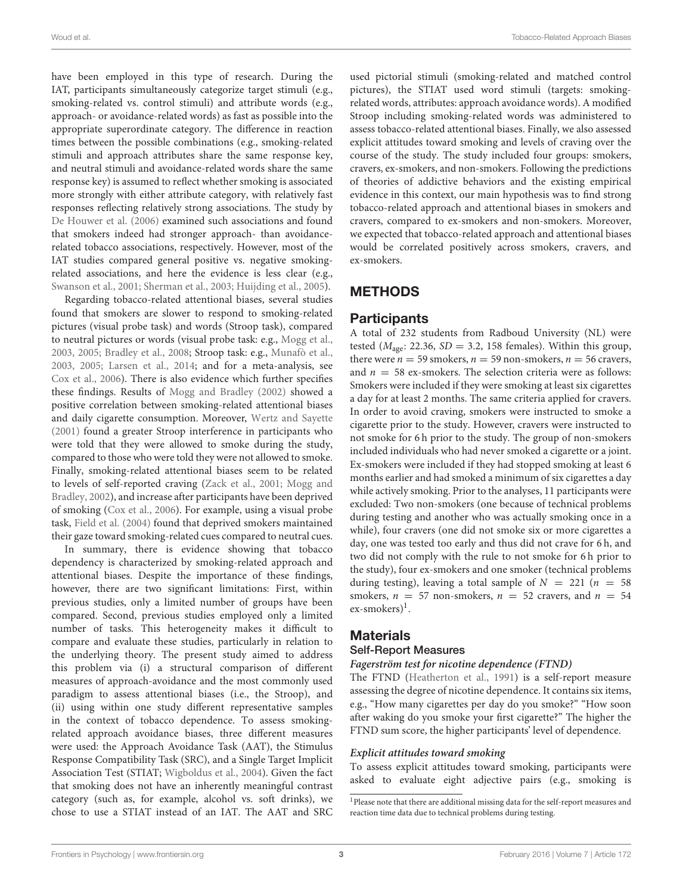have been employed in this type of research. During the IAT, participants simultaneously categorize target stimuli (e.g., smoking-related vs. control stimuli) and attribute words (e.g., approach- or avoidance-related words) as fast as possible into the appropriate superordinate category. The difference in reaction times between the possible combinations (e.g., smoking-related stimuli and approach attributes share the same response key, and neutral stimuli and avoidance-related words share the same response key) is assumed to reflect whether smoking is associated more strongly with either attribute category, with relatively fast responses reflecting relatively strong associations. The study by De Houwer et al. (2006) examined such associations and found that smokers indeed had stronger approach- than avoidance-related tobacco associations, respectively. However, most of the IAT studies compared general positive vs. negative smoking-related associations, and here the evidence is less clear (e.g., Swanson et al., 2001; Sherman et al., 2003; Huijding et al., 2005).

Regarding tobacco-related attentional biases, several studies found that smokers are slower to respond to smoking-related pictures (visual probe task) and words (Stroop task), compared to neutral pictures or words (visual probe task: e.g., Mogg et al., 2003, 2005; Bradley et al., 2008; Stroop task: e.g., Munafò et al., 2003, 2005; Larsen et al., 2014; and for a meta-analysis, see Cox et al., 2006). There is also evidence which further specifies these findings. Results of Mogg and Bradley (2002) showed a positive correlation between smoking-related attentional biases and daily cigarette consumption. Moreover, Wertz and Sayette (2001) found a greater Stroop interference in participants who were told that they were allowed to smoke during the study, compared to those who were told they were not allowed to smoke. Finally, smoking-related attentional biases seem to be related to levels of self-reported craving (Zack et al., 2001; Mogg and Bradley, 2002), and increase after participants have been deprived of smoking (Cox et al., 2006). For example, using a visual probe task, Field et al. (2004) found that deprived smokers maintained their gaze toward smoking-related cues compared to neutral cues.

In summary, there is evidence showing that tobacco dependency is characterized by smoking-related approach and attentional biases. Despite the importance of these findings, however, there are two significant limitations: First, within previous studies, only a limited number of groups have been compared. Second, previous studies employed only a limited number of tasks. This heterogeneity makes it difficult to compare and evaluate these studies, particularly in relation to the underlying theory. The present study aimed to address this problem via (i) a structural comparison of different measures of approach-avoidance and the most commonly used paradigm to assess attentional biases (i.e., the Stroop), and (ii) using within one study different representative samples in the context of tobacco dependence. To assess smoking-related approach avoidance biases, three different measures were used: the Approach Avoidance Task (AAT), the Stimulus Response Compatibility Task (SRC), and a Single Target Implicit Association Test (STIAT; Wigboldus et al., 2004). Given the fact that smoking does not have an inherently meaningful contrast category (such as, for example, alcohol vs. soft drinks), we chose to use a STIAT instead of an IAT. The AAT and SRC used pictorial stimuli (smoking-related and matched control pictures), the STIAT used word stimuli (targets: smoking-related words, attributes: approach avoidance words). A modified Stroop including smoking-related words was administered to assess tobacco-related attentional biases. Finally, we also assessed explicit attitudes toward smoking and levels of craving over the course of the study. The study included four groups: smokers, cravers, ex-smokers, and non-smokers. Following the predictions of theories of addictive behaviors and the existing empirical evidence in this context, our main hypothesis was to find strong tobacco-related approach and attentional biases in smokers and cravers, compared to ex-smokers and non-smokers. Moreover, we expected that tobacco-related approach and attentional biases would be correlated positively across smokers, cravers, and ex-smokers.

# METHODS

## Participants

A total of 232 students from Radboud University (NL) were tested ($M_{age}$: 22.36, $SD = 3.2$, 158 females). Within this group, there were $n = 59$ smokers, $n = 59$ non-smokers, $n = 56$ cravers, and $n = 58$ ex-smokers. The selection criteria were as follows: Smokers were included if they were smoking at least six cigarettes a day for at least 2 months. The same criteria applied for cravers. In order to avoid craving, smokers were instructed to smoke a cigarette prior to the study. However, cravers were instructed to not smoke for 6 h prior to the study. The group of non-smokers included individuals who had never smoked a cigarette or a joint. Ex-smokers were included if they had stopped smoking at least 6 months earlier and had smoked a minimum of six cigarettes a day while actively smoking. Prior to the analyses, 11 participants were excluded: Two non-smokers (one because of technical problems during testing and another who was actually smoking once in a while), four cravers (one did not smoke six or more cigarettes a day, one was tested too early and thus did not crave for 6 h, and two did not comply with the rule to not smoke for 6 h prior to the study), four ex-smokers and one smoker (technical problems during testing), leaving a total sample of $N = 221$ ($n = 58$ smokers, $n = 57$ non-smokers, $n = 52$ cravers, and $n = 54$ ex-smokers)[1].

## Materials

### Self-Report Measures

#### *Fagerström test for nicotine dependence (FTND)*

The FTND (Heatherton et al., 1991) is a self-report measure assessing the degree of nicotine dependence. It contains six items, e.g., "How many cigarettes per day do you smoke?" "How soon after waking do you smoke your first cigarette?" The higher the FTND sum score, the higher participants' level of dependence.

#### *Explicit attitudes toward smoking*

To assess explicit attitudes toward smoking, participants were asked to evaluate eight adjective pairs (e.g., smoking is

[1] Please note that there are additional missing data for the self-report measures and reaction time data due to technical problems during testing.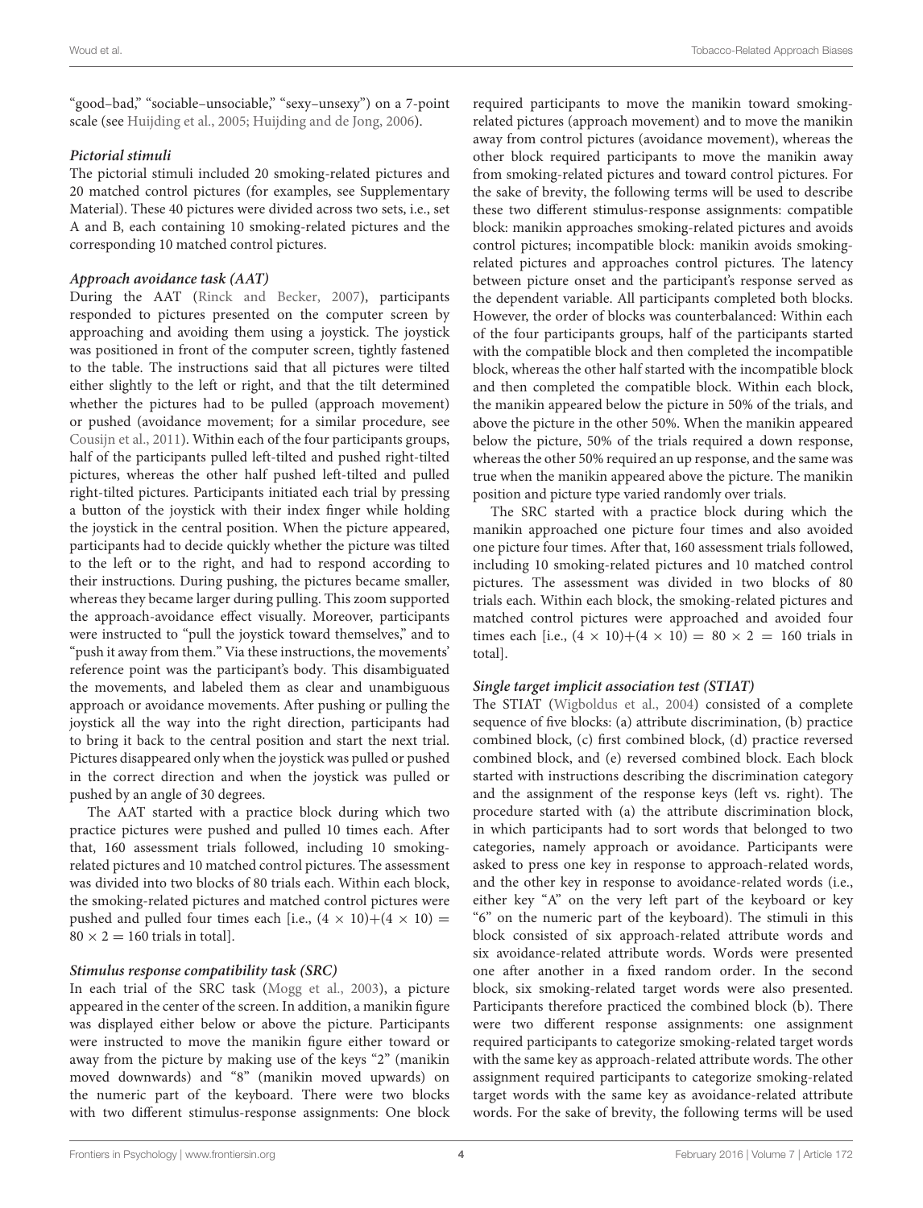"good–bad," "sociable–unsociable," "sexy–unsexy") on a 7-point scale (see Huijding et al., 2005; Huijding and de Jong, 2006).

#### *Pictorial stimuli*

The pictorial stimuli included 20 smoking-related pictures and 20 matched control pictures (for examples, see Supplementary Material). These 40 pictures were divided across two sets, i.e., set A and B, each containing 10 smoking-related pictures and the corresponding 10 matched control pictures.

#### *Approach avoidance task (AAT)*

During the AAT (Rinck and Becker, 2007), participants responded to pictures presented on the computer screen by approaching and avoiding them using a joystick. The joystick was positioned in front of the computer screen, tightly fastened to the table. The instructions said that all pictures were tilted either slightly to the left or right, and that the tilt determined whether the pictures had to be pulled (approach movement) or pushed (avoidance movement; for a similar procedure, see Cousijn et al., 2011). Within each of the four participants groups, half of the participants pulled left-tilted and pushed right-tilted pictures, whereas the other half pushed left-tilted and pulled right-tilted pictures. Participants initiated each trial by pressing a button of the joystick with their index finger while holding the joystick in the central position. When the picture appeared, participants had to decide quickly whether the picture was tilted to the left or to the right, and had to respond according to their instructions. During pushing, the pictures became smaller, whereas they became larger during pulling. This zoom supported the approach-avoidance effect visually. Moreover, participants were instructed to "pull the joystick toward themselves," and to "push it away from them." Via these instructions, the movements' reference point was the participant's body. This disambiguated the movements, and labeled them as clear and unambiguous approach or avoidance movements. After pushing or pulling the joystick all the way into the right direction, participants had to bring it back to the central position and start the next trial. Pictures disappeared only when the joystick was pulled or pushed in the correct direction and when the joystick was pulled or pushed by an angle of 30 degrees.

The AAT started with a practice block during which two practice pictures were pushed and pulled 10 times each. After that, 160 assessment trials followed, including 10 smoking-related pictures and 10 matched control pictures. The assessment was divided into two blocks of 80 trials each. Within each block, the smoking-related pictures and matched control pictures were pushed and pulled four times each [i.e., $(4 \times 10)+(4 \times 10) = 80 \times 2 = 160$ trials in total].

#### *Stimulus response compatibility task (SRC)*

In each trial of the SRC task (Mogg et al., 2003), a picture appeared in the center of the screen. In addition, a manikin figure was displayed either below or above the picture. Participants were instructed to move the manikin figure either toward or away from the picture by making use of the keys "2" (manikin moved downwards) and "8" (manikin moved upwards) on the numeric part of the keyboard. There were two blocks with two different stimulus-response assignments: One block required participants to move the manikin toward smoking-related pictures (approach movement) and to move the manikin away from control pictures (avoidance movement), whereas the other block required participants to move the manikin away from smoking-related pictures and toward control pictures. For the sake of brevity, the following terms will be used to describe these two different stimulus-response assignments: compatible block: manikin approaches smoking-related pictures and avoids control pictures; incompatible block: manikin avoids smoking-related pictures and approaches control pictures. The latency between picture onset and the participant's response served as the dependent variable. All participants completed both blocks. However, the order of blocks was counterbalanced: Within each of the four participants groups, half of the participants started with the compatible block and then completed the incompatible block, whereas the other half started with the incompatible block and then completed the compatible block. Within each block, the manikin appeared below the picture in 50% of the trials, and above the picture in the other 50%. When the manikin appeared below the picture, 50% of the trials required a down response, whereas the other 50% required an up response, and the same was true when the manikin appeared above the picture. The manikin position and picture type varied randomly over trials.

The SRC started with a practice block during which the manikin approached one picture four times and also avoided one picture four times. After that, 160 assessment trials followed, including 10 smoking-related pictures and 10 matched control pictures. The assessment was divided in two blocks of 80 trials each. Within each block, the smoking-related pictures and matched control pictures were approached and avoided four times each [i.e., $(4 \times 10)+(4 \times 10) = 80 \times 2 = 160$ trials in total].

#### *Single target implicit association test (STIAT)*

The STIAT (Wigboldus et al., 2004) consisted of a complete sequence of five blocks: (a) attribute discrimination, (b) practice combined block, (c) first combined block, (d) practice reversed combined block, and (e) reversed combined block. Each block started with instructions describing the discrimination category and the assignment of the response keys (left vs. right). The procedure started with (a) the attribute discrimination block, in which participants had to sort words that belonged to two categories, namely approach or avoidance. Participants were asked to press one key in response to approach-related words, and the other key in response to avoidance-related words (i.e., either key "A" on the very left part of the keyboard or key "6" on the numeric part of the keyboard). The stimuli in this block consisted of six approach-related attribute words and six avoidance-related attribute words. Words were presented one after another in a fixed random order. In the second block, six smoking-related target words were also presented. Participants therefore practiced the combined block (b). There were two different response assignments: one assignment required participants to categorize smoking-related target words with the same key as approach-related attribute words. The other assignment required participants to categorize smoking-related target words with the same key as avoidance-related attribute words. For the sake of brevity, the following terms will be used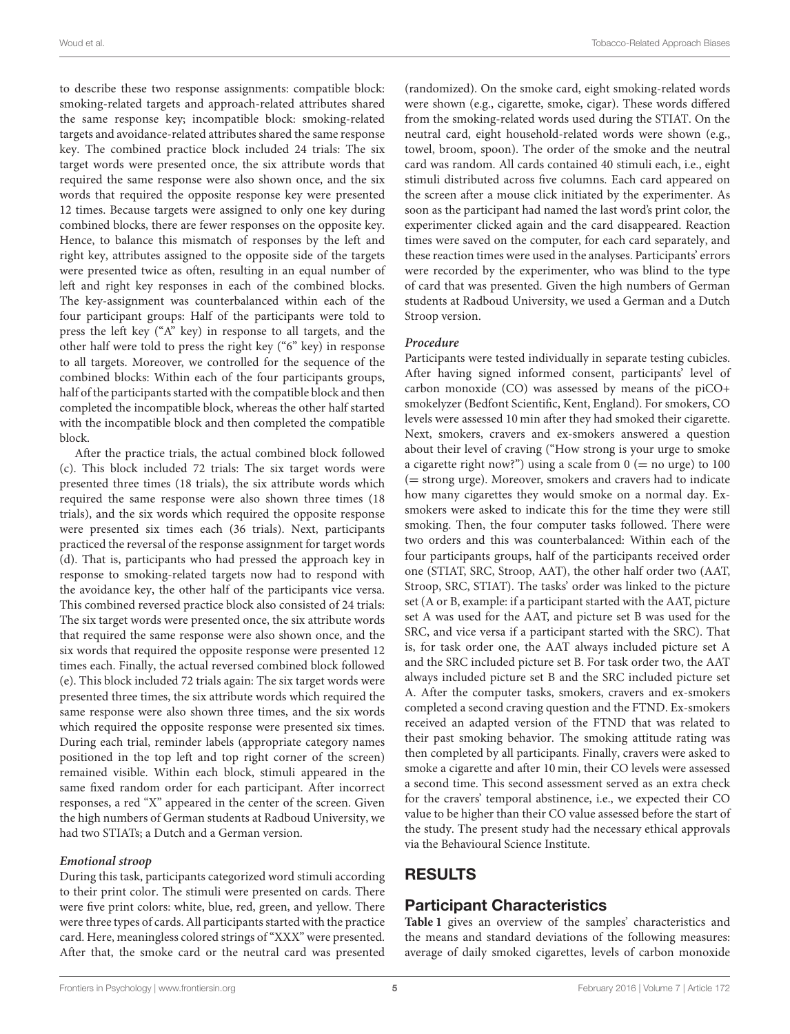to describe these two response assignments: compatible block: smoking-related targets and approach-related attributes shared the same response key; incompatible block: smoking-related targets and avoidance-related attributes shared the same response key. The combined practice block included 24 trials: The six target words were presented once, the six attribute words that required the same response were also shown once, and the six words that required the opposite response key were presented 12 times. Because targets were assigned to only one key during combined blocks, there are fewer responses on the opposite key. Hence, to balance this mismatch of responses by the left and right key, attributes assigned to the opposite side of the targets were presented twice as often, resulting in an equal number of left and right key responses in each of the combined blocks. The key-assignment was counterbalanced within each of the four participant groups: Half of the participants were told to press the left key ("A" key) in response to all targets, and the other half were told to press the right key ("6" key) in response to all targets. Moreover, we controlled for the sequence of the combined blocks: Within each of the four participants groups, half of the participants started with the compatible block and then completed the incompatible block, whereas the other half started with the incompatible block and then completed the compatible block.

After the practice trials, the actual combined block followed (c). This block included 72 trials: The six target words were presented three times (18 trials), the six attribute words which required the same response were also shown three times (18 trials), and the six words which required the opposite response were presented six times each (36 trials). Next, participants practiced the reversal of the response assignment for target words (d). That is, participants who had pressed the approach key in response to smoking-related targets now had to respond with the avoidance key, the other half of the participants vice versa. This combined reversed practice block also consisted of 24 trials: The six target words were presented once, the six attribute words that required the same response were also shown once, and the six words that required the opposite response were presented 12 times each. Finally, the actual reversed combined block followed (e). This block included 72 trials again: The six target words were presented three times, the six attribute words which required the same response were also shown three times, and the six words which required the opposite response were presented six times. During each trial, reminder labels (appropriate category names positioned in the top left and top right corner of the screen) remained visible. Within each block, stimuli appeared in the same fixed random order for each participant. After incorrect responses, a red "X" appeared in the center of the screen. Given the high numbers of German students at Radboud University, we had two STIATs; a Dutch and a German version.

#### Emotional stroop

During this task, participants categorized word stimuli according to their print color. The stimuli were presented on cards. There were five print colors: white, blue, red, green, and yellow. There were three types of cards. All participants started with the practice card. Here, meaningless colored strings of "XXX" were presented. After that, the smoke card or the neutral card was presented (randomized). On the smoke card, eight smoking-related words were shown (e.g., cigarette, smoke, cigar). These words differed from the smoking-related words used during the STIAT. On the neutral card, eight household-related words were shown (e.g., towel, broom, spoon). The order of the smoke and the neutral card was random. All cards contained 40 stimuli each, i.e., eight stimuli distributed across five columns. Each card appeared on the screen after a mouse click initiated by the experimenter. As soon as the participant had named the last word's print color, the experimenter clicked again and the card disappeared. Reaction times were saved on the computer, for each card separately, and these reaction times were used in the analyses. Participants' errors were recorded by the experimenter, who was blind to the type of card that was presented. Given the high numbers of German students at Radboud University, we used a German and a Dutch Stroop version.

#### Procedure

Participants were tested individually in separate testing cubicles. After having signed informed consent, participants' level of carbon monoxide (CO) was assessed by means of the piCO+ smokelyzer (Bedfont Scientific, Kent, England). For smokers, CO levels were assessed 10 min after they had smoked their cigarette. Next, smokers, cravers and ex-smokers answered a question about their level of craving ("How strong is your urge to smoke a cigarette right now?") using a scale from 0 (= no urge) to 100 (= strong urge). Moreover, smokers and cravers had to indicate how many cigarettes they would smoke on a normal day. Ex-smokers were asked to indicate this for the time they were still smoking. Then, the four computer tasks followed. There were two orders and this was counterbalanced: Within each of the four participants groups, half of the participants received order one (STIAT, SRC, Stroop, AAT), the other half order two (AAT, Stroop, SRC, STIAT). The tasks' order was linked to the picture set (A or B, example: if a participant started with the AAT, picture set A was used for the AAT, and picture set B was used for the SRC, and vice versa if a participant started with the SRC). That is, for task order one, the AAT always included picture set A and the SRC included picture set B. For task order two, the AAT always included picture set B and the SRC included picture set A. After the computer tasks, smokers, cravers and ex-smokers completed a second craving question and the FTND. Ex-smokers received an adapted version of the FTND that was related to their past smoking behavior. The smoking attitude rating was then completed by all participants. Finally, cravers were asked to smoke a cigarette and after 10 min, their CO levels were assessed a second time. This second assessment served as an extra check for the cravers' temporal abstinence, i.e., we expected their CO value to be higher than their CO value assessed before the start of the study. The present study had the necessary ethical approvals via the Behavioural Science Institute.

## RESULTS

### Participant Characteristics

**Table 1** gives an overview of the samples' characteristics and the means and standard deviations of the following measures: average of daily smoked cigarettes, levels of carbon monoxide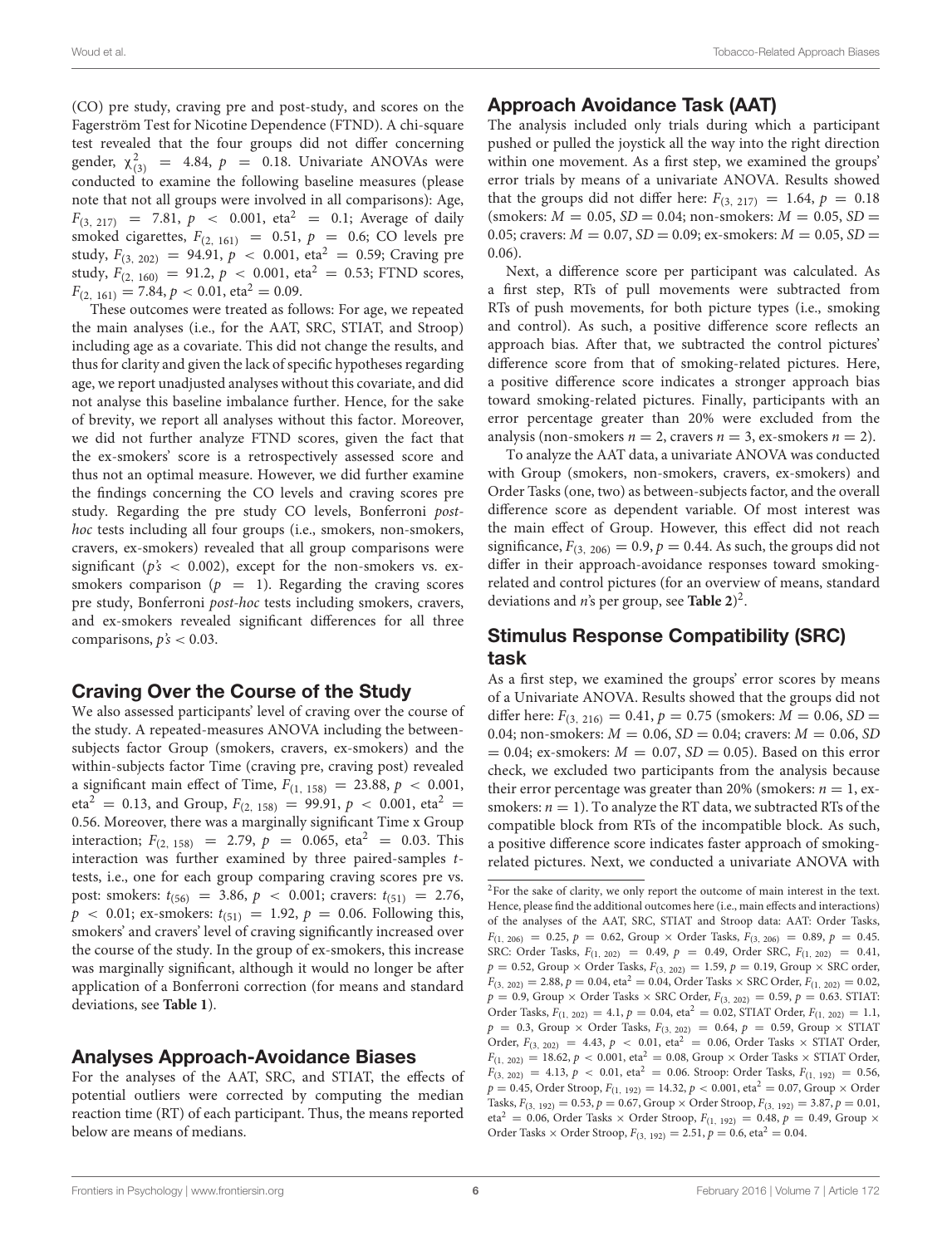(CO) pre study, craving pre and post-study, and scores on the Fagerström Test for Nicotine Dependence (FTND). A chi-square test revealed that the four groups did not differ concerning gender, $\chi^2_{(3)} = 4.84$, $p = 0.18$. Univariate ANOVAs were conducted to examine the following baseline measures (please note that not all groups were involved in all comparisons): Age, $F_{(3, 217)} = 7.81$, $p < 0.001$, eta$^2$ = 0.1; Average of daily smoked cigarettes, $F_{(2, 161)} = 0.51$, $p = 0.6$; CO levels pre study, $F_{(3, 202)} = 94.91$, $p < 0.001$, eta$^2$ = 0.59; Craving pre study, $F_{(2, 160)} = 91.2$, $p < 0.001$, eta$^2$ = 0.53; FTND scores, $F_{(2, 161)} = 7.84$, $p < 0.01$, eta$^2$ = 0.09.

These outcomes were treated as follows: For age, we repeated the main analyses (i.e., for the AAT, SRC, STIAT, and Stroop) including age as a covariate. This did not change the results, and thus for clarity and given the lack of specific hypotheses regarding age, we report unadjusted analyses without this covariate, and did not analyse this baseline imbalance further. Hence, for the sake of brevity, we report all analyses without this factor. Moreover, we did not further analyze FTND scores, given the fact that the ex-smokers' score is a retrospectively assessed score and thus not an optimal measure. However, we did further examine the findings concerning the CO levels and craving scores pre study. Regarding the pre study CO levels, Bonferroni *post-hoc* tests including all four groups (i.e., smokers, non-smokers, cravers, ex-smokers) revealed that all group comparisons were significant (*p's* < 0.002), except for the non-smokers vs. ex-smokers comparison ($p = 1$). Regarding the craving scores pre study, Bonferroni *post-hoc* tests including smokers, cravers, and ex-smokers revealed significant differences for all three comparisons, *p's* < 0.03.

## Craving Over the Course of the Study

We also assessed participants' level of craving over the course of the study. A repeated-measures ANOVA including the between-subjects factor Group (smokers, cravers, ex-smokers) and the within-subjects factor Time (craving pre, craving post) revealed a significant main effect of Time, $F_{(1, 158)} = 23.88$, $p < 0.001$, eta$^2$ = 0.13, and Group, $F_{(2, 158)} = 99.91$, $p < 0.001$, eta$^2$ = 0.56. Moreover, there was a marginally significant Time x Group interaction; $F_{(2, 158)} = 2.79$, $p = 0.065$, eta$^2$ = 0.03. This interaction was further examined by three paired-samples *t*-tests, i.e., one for each group comparing craving scores pre vs. post: smokers: $t_{(56)} = 3.86$, $p < 0.001$; cravers: $t_{(51)} = 2.76$, $p < 0.01$; ex-smokers: $t_{(51)} = 1.92$, $p = 0.06$. Following this, smokers' and cravers' level of craving significantly increased over the course of the study. In the group of ex-smokers, this increase was marginally significant, although it would no longer be after application of a Bonferroni correction (for means and standard deviations, see **Table 1**).

## Analyses Approach-Avoidance Biases

For the analyses of the AAT, SRC, and STIAT, the effects of potential outliers were corrected by computing the median reaction time (RT) of each participant. Thus, the means reported below are means of medians.

## Approach Avoidance Task (AAT)

The analysis included only trials during which a participant pushed or pulled the joystick all the way into the right direction within one movement. As a first step, we examined the groups' error trials by means of a univariate ANOVA. Results showed that the groups did not differ here: $F_{(3, 217)} = 1.64$, $p = 0.18$ (smokers: $M = 0.05$, $SD = 0.04$; non-smokers: $M = 0.05$, $SD = 0.05$; cravers: $M = 0.07$, $SD = 0.09$; ex-smokers: $M = 0.05$, $SD = 0.06$).

Next, a difference score per participant was calculated. As a first step, RTs of pull movements were subtracted from RTs of push movements, for both picture types (i.e., smoking and control). As such, a positive difference score reflects an approach bias. After that, we subtracted the control pictures' difference score from that of smoking-related pictures. Here, a positive difference score indicates a stronger approach bias toward smoking-related pictures. Finally, participants with an error percentage greater than 20% were excluded from the analysis (non-smokers $n = 2$, cravers $n = 3$, ex-smokers $n = 2$).

To analyze the AAT data, a univariate ANOVA was conducted with Group (smokers, non-smokers, cravers, ex-smokers) and Order Tasks (one, two) as between-subjects factor, and the overall difference score as dependent variable. Of most interest was the main effect of Group. However, this effect did not reach significance, $F_{(3, 206)} = 0.9$, $p = 0.44$. As such, the groups did not differ in their approach-avoidance responses toward smoking-related and control pictures (for an overview of means, standard deviations and *n*'s per group, see **Table 2**)[2].

## Stimulus Response Compatibility (SRC) task

As a first step, we examined the groups' error scores by means of a Univariate ANOVA. Results showed that the groups did not differ here: $F_{(3, 216)} = 0.41$, $p = 0.75$ (smokers: $M = 0.06$, $SD = 0.04$; non-smokers: $M = 0.06$, $SD = 0.04$; cravers: $M = 0.06$, $SD = 0.04$; ex-smokers: $M = 0.07$, $SD = 0.05$). Based on this error check, we excluded two participants from the analysis because their error percentage was greater than 20% (smokers: $n = 1$, ex-smokers: $n = 1$). To analyze the RT data, we subtracted RTs of the compatible block from RTs of the incompatible block. As such, a positive difference score indicates faster approach of smoking-related pictures. Next, we conducted a univariate ANOVA with

[2]For the sake of clarity, we only report the outcome of main interest in the text. Hence, please find the additional outcomes here (i.e., main effects and interactions) of the analyses of the AAT, SRC, STIAT and Stroop data: AAT: Order Tasks, $F_{(1, 206)} = 0.25$, $p = 0.62$, Group × Order Tasks, $F_{(3, 206)} = 0.89$, $p = 0.45$. SRC: Order Tasks, $F_{(1, 202)} = 0.49$, $p = 0.49$, Order SRC, $F_{(1, 202)} = 0.41$, $p = 0.52$, Group × Order Tasks, $F_{(3, 202)} = 1.59$, $p = 0.19$, Group × SRC order, $F_{(3, 202)} = 2.88$, $p = 0.04$, eta$^2$ = 0.04, Order Tasks × SRC Order, $F_{(1, 202)} = 0.02$, $p = 0.9$, Group × Order Tasks × SRC Order, $F_{(3, 202)} = 0.59$, $p = 0.63$. STIAT: Order Tasks, $F_{(1, 202)} = 4.1$, $p = 0.04$, eta$^2$ = 0.02, STIAT Order, $F_{(1, 202)} = 1.1$, $p = 0.3$, Group × Order Tasks, $F_{(3, 202)} = 0.64$, $p = 0.59$, Group × STIAT Order, $F_{(3, 202)} = 4.43$, $p < 0.01$, eta$^2$ = 0.06, Order Tasks × STIAT Order, $F_{(1, 202)} = 18.62$, $p < 0.001$, eta$^2$ = 0.08, Group × Order Tasks × STIAT Order, $F_{(3, 202)} = 4.13$, $p < 0.01$, eta$^2$ = 0.06. Stroop: Order Tasks, $F_{(1, 192)} = 0.56$, $p = 0.45$, Order Stroop, $F_{(1, 192)} = 14.32$, $p < 0.001$, eta$^2$ = 0.07, Group × Order Tasks, $F_{(3, 192)} = 0.53$, $p = 0.67$, Group × Order Stroop, $F_{(3, 192)} = 3.87$, $p = 0.01$, eta$^2$ = 0.06, Order Tasks × Order Stroop, $F_{(1, 192)} = 0.48$, $p = 0.49$, Group × Order Tasks × Order Stroop, $F_{(3, 192)} = 2.51$, $p = 0.6$, eta$^2$ = 0.04.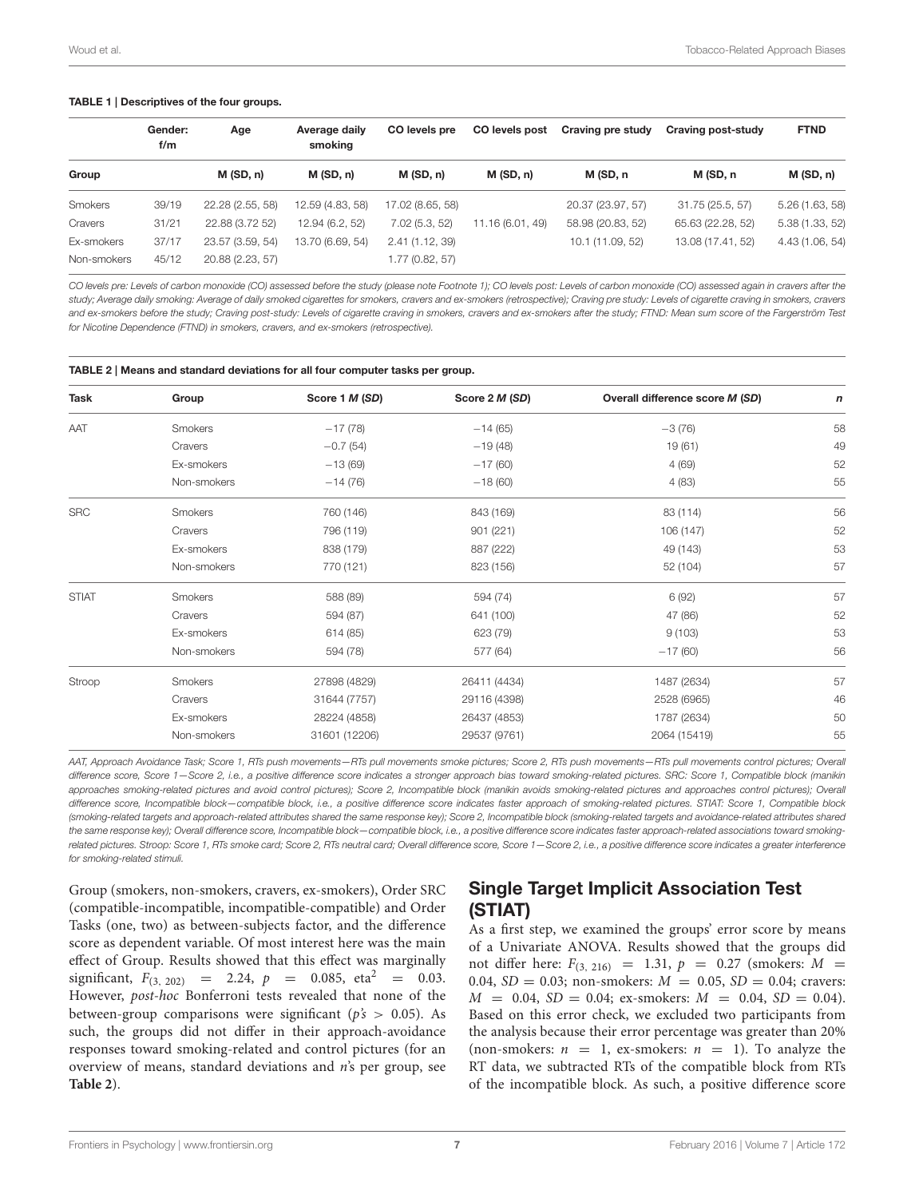**TABLE 1 | Descriptives of the four groups.**

| Group | Gender: f/m | Age M (SD, n) | Average daily smoking M (SD, n) | CO levels pre M (SD, n) | CO levels post M (SD, n) | Craving pre study M (SD, n | Craving post-study M (SD, n | FTND M (SD, n) |
|---|---|---|---|---|---|---|---|---|
| Smokers | 39/19 | 22.28 (2.55, 58) | 12.59 (4.83, 58) | 17.02 (8.65, 58) | | 20.37 (23.97, 57) | 31.75 (25.5, 57) | 5.26 (1.63, 58) |
| Cravers | 31/21 | 22.88 (3.72 52) | 12.94 (6.2, 52) | 7.02 (5.3, 52) | 11.16 (6.01, 49) | 58.98 (20.83, 52) | 65.63 (22.28, 52) | 5.38 (1.33, 52) |
| Ex-smokers | 37/17 | 23.57 (3.59, 54) | 13.70 (6.69, 54) | 2.41 (1.12, 39) | | 10.1 (11.09, 52) | 13.08 (17.41, 52) | 4.43 (1.06, 54) |
| Non-smokers | 45/12 | 20.88 (2.23, 57) | | 1.77 (0.82, 57) | | | | |

*CO levels pre: Levels of carbon monoxide (CO) assessed before the study (please note Footnote 1); CO levels post: Levels of carbon monoxide (CO) assessed again in cravers after the study; Average daily smoking: Average of daily smoked cigarettes for smokers, cravers and ex-smokers (retrospective); Craving pre study: Levels of cigarette craving in smokers, cravers and ex-smokers before the study; Craving post-study: Levels of cigarette craving in smokers, cravers and ex-smokers after the study; FTND: Mean sum score of the Fargerström Test for Nicotine Dependence (FTND) in smokers, cravers, and ex-smokers (retrospective).*

**TABLE 2 | Means and standard deviations for all four computer tasks per group.**

| Task | Group | Score 1 *M* (*SD*) | Score 2 *M* (*SD*) | Overall difference score *M* (*SD*) | *n* |
|---|---|---|---|---|---|
| AAT | Smokers | −17 (78) | −14 (65) | −3 (76) | 58 |
| | Cravers | −0.7 (54) | −19 (48) | 19 (61) | 49 |
| | Ex-smokers | −13 (69) | −17 (60) | 4 (69) | 52 |
| | Non-smokers | −14 (76) | −18 (60) | 4 (83) | 55 |
| SRC | Smokers | 760 (146) | 843 (169) | 83 (114) | 56 |
| | Cravers | 796 (119) | 901 (221) | 106 (147) | 52 |
| | Ex-smokers | 838 (179) | 887 (222) | 49 (143) | 53 |
| | Non-smokers | 770 (121) | 823 (156) | 52 (104) | 57 |
| STIAT | Smokers | 588 (89) | 594 (74) | 6 (92) | 57 |
| | Cravers | 594 (87) | 641 (100) | 47 (86) | 52 |
| | Ex-smokers | 614 (85) | 623 (79) | 9 (103) | 53 |
| | Non-smokers | 594 (78) | 577 (64) | −17 (60) | 56 |
| Stroop | Smokers | 27898 (4829) | 26411 (4434) | 1487 (2634) | 57 |
| | Cravers | 31644 (7757) | 29116 (4398) | 2528 (6965) | 46 |
| | Ex-smokers | 28224 (4858) | 26437 (4853) | 1787 (2634) | 50 |
| | Non-smokers | 31601 (12206) | 29537 (9761) | 2064 (15419) | 55 |

*AAT, Approach Avoidance Task; Score 1, RTs push movements—RTs pull movements smoke pictures; Score 2, RTs push movements—RTs pull movements control pictures; Overall difference score, Score 1—Score 2, i.e., a positive difference score indicates a stronger approach bias toward smoking-related pictures. SRC: Score 1, Compatible block (manikin approaches smoking-related pictures and avoid control pictures); Score 2, Incompatible block (manikin avoids smoking-related pictures and approaches control pictures); Overall difference score, Incompatible block—compatible block, i.e., a positive difference score indicates faster approach of smoking-related pictures. STIAT: Score 1, Compatible block (smoking-related targets and approach-related attributes shared the same response key); Score 2, Incompatible block (smoking-related targets and avoidance-related attributes shared the same response key); Overall difference score, Incompatible block—compatible block, i.e., a positive difference score indicates faster approach-related associations toward smoking-related pictures. Stroop: Score 1, RTs smoke card; Score 2, RTs neutral card; Overall difference score, Score 1—Score 2, i.e., a positive difference score indicates a greater interference for smoking-related stimuli.*

Group (smokers, non-smokers, cravers, ex-smokers), Order SRC (compatible-incompatible, incompatible-compatible) and Order Tasks (one, two) as between-subjects factor, and the difference score as dependent variable. Of most interest here was the main effect of Group. Results showed that this effect was marginally significant, $F_{(3, 202)} = 2.24$, $p = 0.085$, $eta^2 = 0.03$. However, *post-hoc* Bonferroni tests revealed that none of the between-group comparisons were significant (*p's* $> 0.05$). As such, the groups did not differ in their approach-avoidance responses toward smoking-related and control pictures (for an overview of means, standard deviations and *n*'s per group, see **Table 2**).

## Single Target Implicit Association Test (STIAT)

As a first step, we examined the groups' error score by means of a Univariate ANOVA. Results showed that the groups did not differ here: $F_{(3, 216)} = 1.31$, $p = 0.27$ (smokers: $M = 0.04$, $SD = 0.03$; non-smokers: $M = 0.05$, $SD = 0.04$; cravers: $M = 0.04$, $SD = 0.04$; ex-smokers: $M = 0.04$, $SD = 0.04$). Based on this error check, we excluded two participants from the analysis because their error percentage was greater than 20% (non-smokers: $n = 1$, ex-smokers: $n = 1$). To analyze the RT data, we subtracted RTs of the compatible block from RTs of the incompatible block. As such, a positive difference score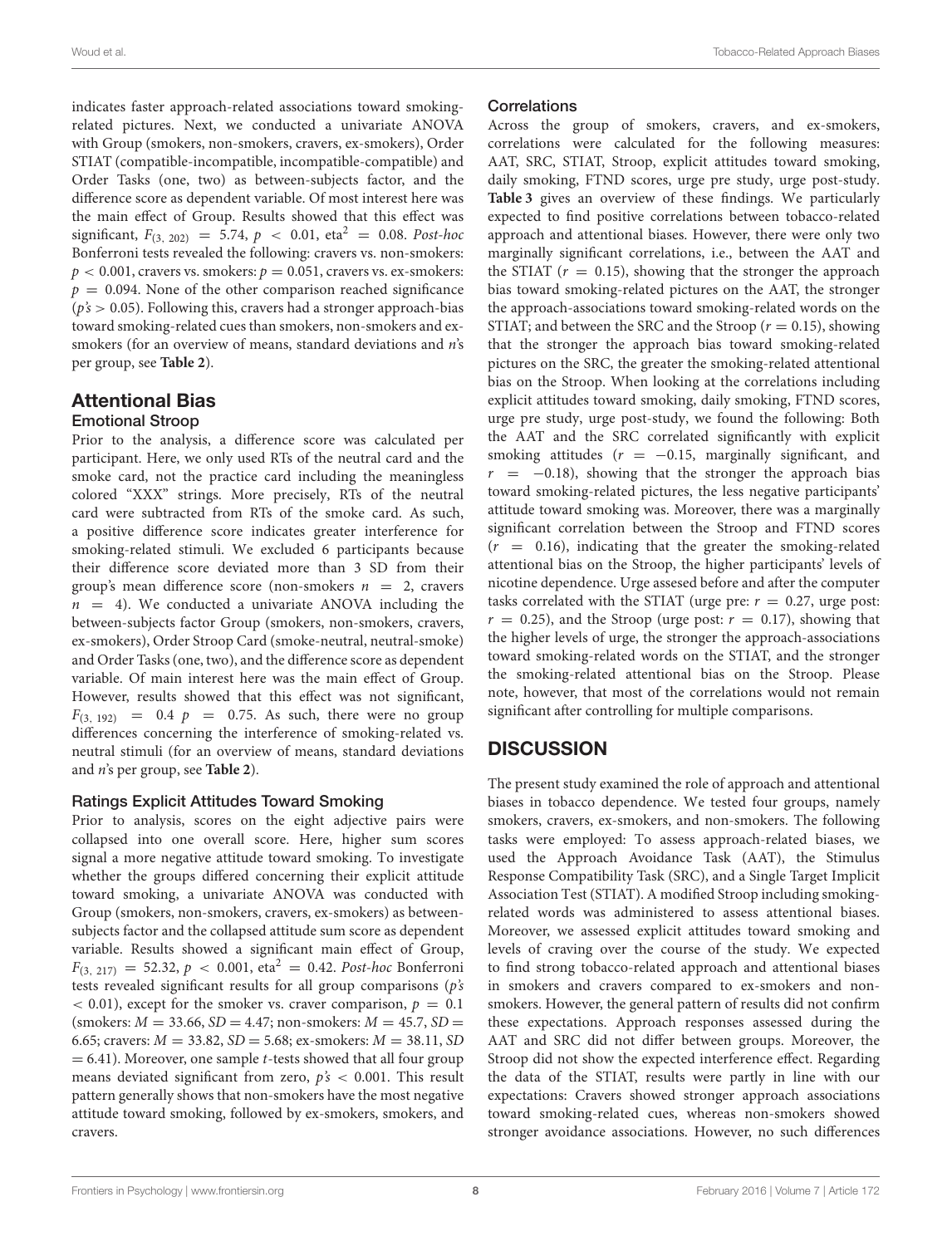indicates faster approach-related associations toward smoking-related pictures. Next, we conducted a univariate ANOVA with Group (smokers, non-smokers, cravers, ex-smokers), Order STIAT (compatible-incompatible, incompatible-compatible) and Order Tasks (one, two) as between-subjects factor, and the difference score as dependent variable. Of most interest here was the main effect of Group. Results showed that this effect was significant, $F_{(3,\ 202)} = 5.74$, $p < 0.01$, $\text{eta}^2 = 0.08$. *Post-hoc* Bonferroni tests revealed the following: cravers vs. non-smokers: $p < 0.001$, cravers vs. smokers: $p = 0.051$, cravers vs. ex-smokers: $p = 0.094$. None of the other comparison reached significance ($p$'s $> 0.05$). Following this, cravers had a stronger approach-bias toward smoking-related cues than smokers, non-smokers and ex-smokers (for an overview of means, standard deviations and $n$'s per group, see **Table 2**).

## Attentional Bias

### Emotional Stroop

Prior to the analysis, a difference score was calculated per participant. Here, we only used RTs of the neutral card and the smoke card, not the practice card including the meaningless colored "XXX" strings. More precisely, RTs of the neutral card were subtracted from RTs of the smoke card. As such, a positive difference score indicates greater interference for smoking-related stimuli. We excluded 6 participants because their difference score deviated more than 3 SD from their group's mean difference score (non-smokers $n = 2$, cravers $n = 4$). We conducted a univariate ANOVA including the between-subjects factor Group (smokers, non-smokers, cravers, ex-smokers), Order Stroop Card (smoke-neutral, neutral-smoke) and Order Tasks (one, two), and the difference score as dependent variable. Of main interest here was the main effect of Group. However, results showed that this effect was not significant, $F_{(3,\ 192)} = 0.4$ $p = 0.75$. As such, there were no group differences concerning the interference of smoking-related vs. neutral stimuli (for an overview of means, standard deviations and $n$'s per group, see **Table 2**).

### Ratings Explicit Attitudes Toward Smoking

Prior to analysis, scores on the eight adjective pairs were collapsed into one overall score. Here, higher sum scores signal a more negative attitude toward smoking. To investigate whether the groups differed concerning their explicit attitude toward smoking, a univariate ANOVA was conducted with Group (smokers, non-smokers, cravers, ex-smokers) as between-subjects factor and the collapsed attitude sum score as dependent variable. Results showed a significant main effect of Group, $F_{(3,\ 217)} = 52.32$, $p < 0.001$, $\text{eta}^2 = 0.42$. *Post-hoc* Bonferroni tests revealed significant results for all group comparisons ($p$'s $< 0.01$), except for the smoker vs. craver comparison, $p = 0.1$ (smokers: $M = 33.66$, $SD = 4.47$; non-smokers: $M = 45.7$, $SD = 6.65$; cravers: $M = 33.82$, $SD = 5.68$; ex-smokers: $M = 38.11$, $SD = 6.41$). Moreover, one sample $t$-tests showed that all four group means deviated significant from zero, $p$'s $< 0.001$. This result pattern generally shows that non-smokers have the most negative attitude toward smoking, followed by ex-smokers, smokers, and cravers.

### Correlations

Across the group of smokers, cravers, and ex-smokers, correlations were calculated for the following measures: AAT, SRC, STIAT, Stroop, explicit attitudes toward smoking, daily smoking, FTND scores, urge pre study, urge post-study. **Table 3** gives an overview of these findings. We particularly expected to find positive correlations between tobacco-related approach and attentional biases. However, there were only two marginally significant correlations, i.e., between the AAT and the STIAT ($r = 0.15$), showing that the stronger the approach bias toward smoking-related pictures on the AAT, the stronger the approach-associations toward smoking-related words on the STIAT; and between the SRC and the Stroop ($r = 0.15$), showing that the stronger the approach bias toward smoking-related pictures on the SRC, the greater the smoking-related attentional bias on the Stroop. When looking at the correlations including explicit attitudes toward smoking, daily smoking, FTND scores, urge pre study, urge post-study, we found the following: Both the AAT and the SRC correlated significantly with explicit smoking attitudes ($r = -0.15$, marginally significant, and $r = -0.18$), showing that the stronger the approach bias toward smoking-related pictures, the less negative participants' attitude toward smoking was. Moreover, there was a marginally significant correlation between the Stroop and FTND scores ($r = 0.16$), indicating that the greater the smoking-related attentional bias on the Stroop, the higher participants' levels of nicotine dependence. Urge assesed before and after the computer tasks correlated with the STIAT (urge pre: $r = 0.27$, urge post: $r = 0.25$), and the Stroop (urge post: $r = 0.17$), showing that the higher levels of urge, the stronger the approach-associations toward smoking-related words on the STIAT, and the stronger the smoking-related attentional bias on the Stroop. Please note, however, that most of the correlations would not remain significant after controlling for multiple comparisons.

# DISCUSSION

The present study examined the role of approach and attentional biases in tobacco dependence. We tested four groups, namely smokers, cravers, ex-smokers, and non-smokers. The following tasks were employed: To assess approach-related biases, we used the Approach Avoidance Task (AAT), the Stimulus Response Compatibility Task (SRC), and a Single Target Implicit Association Test (STIAT). A modified Stroop including smoking-related words was administered to assess attentional biases. Moreover, we assessed explicit attitudes toward smoking and levels of craving over the course of the study. We expected to find strong tobacco-related approach and attentional biases in smokers and cravers compared to ex-smokers and non-smokers. However, the general pattern of results did not confirm these expectations. Approach responses assessed during the AAT and SRC did not differ between groups. Moreover, the Stroop did not show the expected interference effect. Regarding the data of the STIAT, results were partly in line with our expectations: Cravers showed stronger approach associations toward smoking-related cues, whereas non-smokers showed stronger avoidance associations. However, no such differences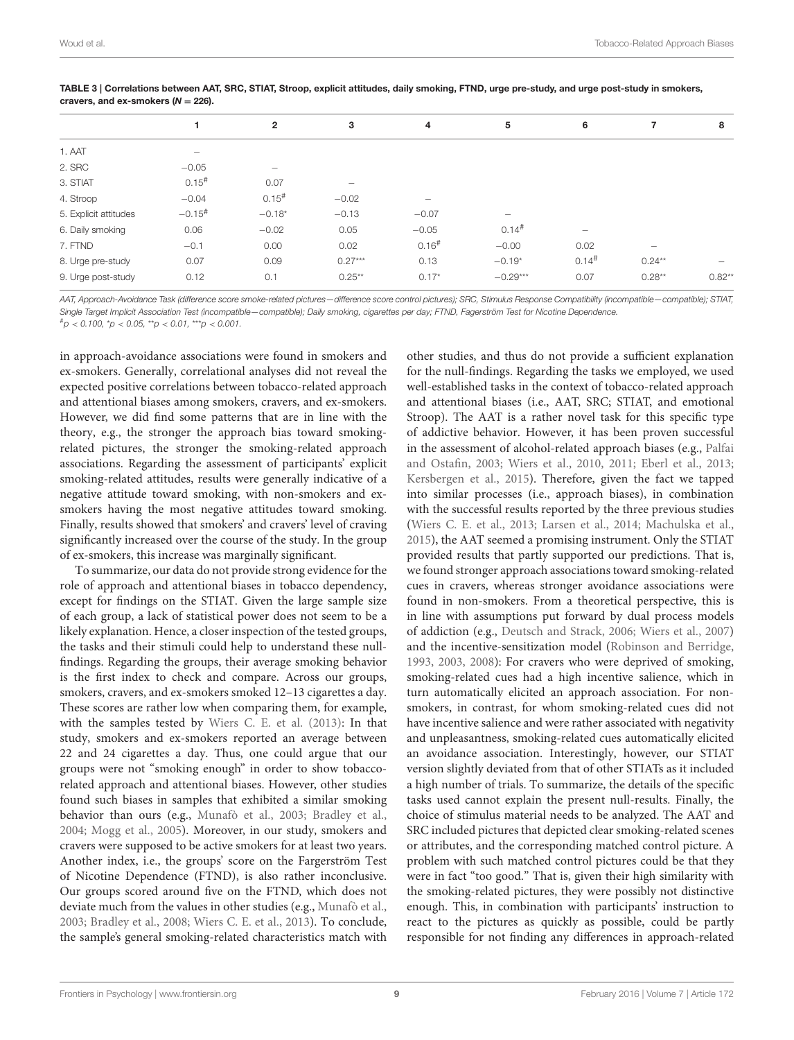**TABLE 3 | Correlations between AAT, SRC, STIAT, Stroop, explicit attitudes, daily smoking, FTND, urge pre-study, and urge post-study in smokers, cravers, and ex-smokers ($N = 226$).**

| | 1 | 2 | 3 | 4 | 5 | 6 | 7 | 8 |
|---|---|---|---|---|---|---|---|---|
| 1. AAT | – | | | | | | | |
| 2. SRC | −0.05 | – | | | | | | |
| 3. STIAT | 0.15# | 0.07 | – | | | | | |
| 4. Stroop | −0.04 | 0.15# | −0.02 | – | | | | |
| 5. Explicit attitudes | −0.15# | −0.18* | −0.13 | −0.07 | – | | | |
| 6. Daily smoking | 0.06 | −0.02 | 0.05 | −0.05 | 0.14# | – | | |
| 7. FTND | −0.1 | 0.00 | 0.02 | 0.16# | −0.00 | 0.02 | – | |
| 8. Urge pre-study | 0.07 | 0.09 | 0.27*** | 0.13 | −0.19* | 0.14# | 0.24** | – |
| 9. Urge post-study | 0.12 | 0.1 | 0.25** | 0.17* | −0.29*** | 0.07 | 0.28** | 0.82** |

*AAT, Approach-Avoidance Task (difference score smoke-related pictures—difference score control pictures); SRC, Stimulus Response Compatibility (incompatible—compatible); STIAT, Single Target Implicit Association Test (incompatible—compatible); Daily smoking, cigarettes per day; FTND, Fagerström Test for Nicotine Dependence.*
#$p < 0.100$, *$p < 0.05$, **$p < 0.01$, ***$p < 0.001$.

in approach-avoidance associations were found in smokers and ex-smokers. Generally, correlational analyses did not reveal the expected positive correlations between tobacco-related approach and attentional biases among smokers, cravers, and ex-smokers. However, we did find some patterns that are in line with the theory, e.g., the stronger the approach bias toward smoking-related pictures, the stronger the smoking-related approach associations. Regarding the assessment of participants' explicit smoking-related attitudes, results were generally indicative of a negative attitude toward smoking, with non-smokers and ex-smokers having the most negative attitudes toward smoking. Finally, results showed that smokers' and cravers' level of craving significantly increased over the course of the study. In the group of ex-smokers, this increase was marginally significant.

To summarize, our data do not provide strong evidence for the role of approach and attentional biases in tobacco dependency, except for findings on the STIAT. Given the large sample size of each group, a lack of statistical power does not seem to be a likely explanation. Hence, a closer inspection of the tested groups, the tasks and their stimuli could help to understand these null-findings. Regarding the groups, their average smoking behavior is the first index to check and compare. Across our groups, smokers, cravers, and ex-smokers smoked 12–13 cigarettes a day. These scores are rather low when comparing them, for example, with the samples tested by Wiers C. E. et al. (2013): In that study, smokers and ex-smokers reported an average between 22 and 24 cigarettes a day. Thus, one could argue that our groups were not "smoking enough" in order to show tobacco-related approach and attentional biases. However, other studies found such biases in samples that exhibited a similar smoking behavior than ours (e.g., Munafò et al., 2003; Bradley et al., 2004; Mogg et al., 2005). Moreover, in our study, smokers and cravers were supposed to be active smokers for at least two years. Another index, i.e., the groups' score on the Fargerström Test of Nicotine Dependence (FTND), is also rather inconclusive. Our groups scored around five on the FTND, which does not deviate much from the values in other studies (e.g., Munafò et al., 2003; Bradley et al., 2008; Wiers C. E. et al., 2013). To conclude, the sample's general smoking-related characteristics match with other studies, and thus do not provide a sufficient explanation for the null-findings. Regarding the tasks we employed, we used well-established tasks in the context of tobacco-related approach and attentional biases (i.e., AAT, SRC; STIAT, and emotional Stroop). The AAT is a rather novel task for this specific type of addictive behavior. However, it has been proven successful in the assessment of alcohol-related approach biases (e.g., Palfai and Ostafin, 2003; Wiers et al., 2010, 2011; Eberl et al., 2013; Kersbergen et al., 2015). Therefore, given the fact we tapped into similar processes (i.e., approach biases), in combination with the successful results reported by the three previous studies (Wiers C. E. et al., 2013; Larsen et al., 2014; Machulska et al., 2015), the AAT seemed a promising instrument. Only the STIAT provided results that partly supported our predictions. That is, we found stronger approach associations toward smoking-related cues in cravers, whereas stronger avoidance associations were found in non-smokers. From a theoretical perspective, this is in line with assumptions put forward by dual process models of addiction (e.g., Deutsch and Strack, 2006; Wiers et al., 2007) and the incentive-sensitization model (Robinson and Berridge, 1993, 2003, 2008): For cravers who were deprived of smoking, smoking-related cues had a high incentive salience, which in turn automatically elicited an approach association. For non-smokers, in contrast, for whom smoking-related cues did not have incentive salience and were rather associated with negativity and unpleasantness, smoking-related cues automatically elicited an avoidance association. Interestingly, however, our STIAT version slightly deviated from that of other STIATs as it included a high number of trials. To summarize, the details of the specific tasks used cannot explain the present null-results. Finally, the choice of stimulus material needs to be analyzed. The AAT and SRC included pictures that depicted clear smoking-related scenes or attributes, and the corresponding matched control picture. A problem with such matched control pictures could be that they were in fact "too good." That is, given their high similarity with the smoking-related pictures, they were possibly not distinctive enough. This, in combination with participants' instruction to react to the pictures as quickly as possible, could be partly responsible for not finding any differences in approach-related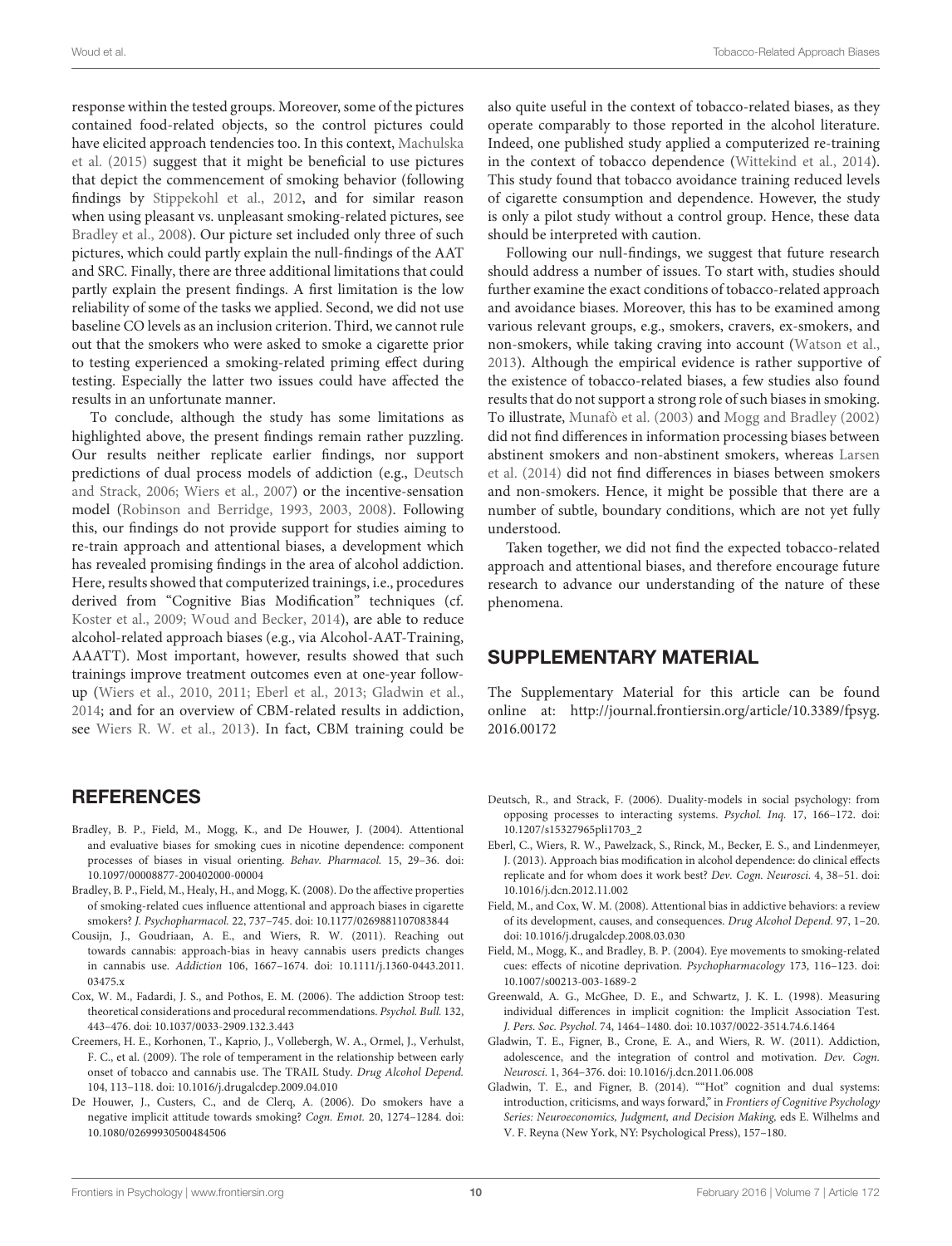response within the tested groups. Moreover, some of the pictures contained food-related objects, so the control pictures could have elicited approach tendencies too. In this context, Machulska et al. (2015) suggest that it might be beneficial to use pictures that depict the commencement of smoking behavior (following findings by Stippekohl et al., 2012, and for similar reason when using pleasant vs. unpleasant smoking-related pictures, see Bradley et al., 2008). Our picture set included only three of such pictures, which could partly explain the null-findings of the AAT and SRC. Finally, there are three additional limitations that could partly explain the present findings. A first limitation is the low reliability of some of the tasks we applied. Second, we did not use baseline CO levels as an inclusion criterion. Third, we cannot rule out that the smokers who were asked to smoke a cigarette prior to testing experienced a smoking-related priming effect during testing. Especially the latter two issues could have affected the results in an unfortunate manner.

To conclude, although the study has some limitations as highlighted above, the present findings remain rather puzzling. Our results neither replicate earlier findings, nor support predictions of dual process models of addiction (e.g., Deutsch and Strack, 2006; Wiers et al., 2007) or the incentive-sensation model (Robinson and Berridge, 1993, 2003, 2008). Following this, our findings do not provide support for studies aiming to re-train approach and attentional biases, a development which has revealed promising findings in the area of alcohol addiction. Here, results showed that computerized trainings, i.e., procedures derived from "Cognitive Bias Modification" techniques (cf. Koster et al., 2009; Woud and Becker, 2014), are able to reduce alcohol-related approach biases (e.g., via Alcohol-AAT-Training, AAATT). Most important, however, results showed that such trainings improve treatment outcomes even at one-year follow-up (Wiers et al., 2010, 2011; Eberl et al., 2013; Gladwin et al., 2014; and for an overview of CBM-related results in addiction, see Wiers R. W. et al., 2013). In fact, CBM training could be also quite useful in the context of tobacco-related biases, as they operate comparably to those reported in the alcohol literature. Indeed, one published study applied a computerized re-training in the context of tobacco dependence (Wittekind et al., 2014). This study found that tobacco avoidance training reduced levels of cigarette consumption and dependence. However, the study is only a pilot study without a control group. Hence, these data should be interpreted with caution.

Following our null-findings, we suggest that future research should address a number of issues. To start with, studies should further examine the exact conditions of tobacco-related approach and avoidance biases. Moreover, this has to be examined among various relevant groups, e.g., smokers, cravers, ex-smokers, and non-smokers, while taking craving into account (Watson et al., 2013). Although the empirical evidence is rather supportive of the existence of tobacco-related biases, a few studies also found results that do not support a strong role of such biases in smoking. To illustrate, Munafò et al. (2003) and Mogg and Bradley (2002) did not find differences in information processing biases between abstinent smokers and non-abstinent smokers, whereas Larsen et al. (2014) did not find differences in biases between smokers and non-smokers. Hence, it might be possible that there are a number of subtle, boundary conditions, which are not yet fully understood.

Taken together, we did not find the expected tobacco-related approach and attentional biases, and therefore encourage future research to advance our understanding of the nature of these phenomena.

## SUPPLEMENTARY MATERIAL

The Supplementary Material for this article can be found online at: http://journal.frontiersin.org/article/10.3389/fpsyg.2016.00172

## REFERENCES

Bradley, B. P., Field, M., Mogg, K., and De Houwer, J. (2004). Attentional and evaluative biases for smoking cues in nicotine dependence: component processes of biases in visual orienting. *Behav. Pharmacol.* 15, 29–36. doi: 10.1097/00008877-200402000-00004

Bradley, B. P., Field, M., Healy, H., and Mogg, K. (2008). Do the affective properties of smoking-related cues influence attentional and approach biases in cigarette smokers? *J. Psychopharmacol.* 22, 737–745. doi: 10.1177/0269881107083844

Cousijn, J., Goudriaan, A. E., and Wiers, R. W. (2011). Reaching out towards cannabis: approach-bias in heavy cannabis users predicts changes in cannabis use. *Addiction* 106, 1667–1674. doi: 10.1111/j.1360-0443.2011.03475.x

Cox, W. M., Fadardi, J. S., and Pothos, E. M. (2006). The addiction Stroop test: theoretical considerations and procedural recommendations. *Psychol. Bull.* 132, 443–476. doi: 10.1037/0033-2909.132.3.443

Creemers, H. E., Korhonen, T., Kaprio, J., Vollebergh, W. A., Ormel, J., Verhulst, F. C., et al. (2009). The role of temperament in the relationship between early onset of tobacco and cannabis use. The TRAIL Study. *Drug Alcohol Depend.* 104, 113–118. doi: 10.1016/j.drugalcdep.2009.04.010

De Houwer, J., Custers, C., and de Clerq, A. (2006). Do smokers have a negative implicit attitude towards smoking? *Cogn. Emot.* 20, 1274–1284. doi: 10.1080/02699930500484506

Deutsch, R., and Strack, F. (2006). Duality-models in social psychology: from opposing processes to interacting systems. *Psychol. Inq.* 17, 166–172. doi: 10.1207/s15327965pli1703_2

Eberl, C., Wiers, R. W., Pawelzack, S., Rinck, M., Becker, E. S., and Lindenmeyer, J. (2013). Approach bias modification in alcohol dependence: do clinical effects replicate and for whom does it work best? *Dev. Cogn. Neurosci.* 4, 38–51. doi: 10.1016/j.dcn.2012.11.002

Field, M., and Cox, W. M. (2008). Attentional bias in addictive behaviors: a review of its development, causes, and consequences. *Drug Alcohol Depend.* 97, 1–20. doi: 10.1016/j.drugalcdep.2008.03.030

Field, M., Mogg, K., and Bradley, B. P. (2004). Eye movements to smoking-related cues: effects of nicotine deprivation. *Psychopharmacology* 173, 116–123. doi: 10.1007/s00213-003-1689-2

Greenwald, A. G., McGhee, D. E., and Schwartz, J. K. L. (1998). Measuring individual differences in implicit cognition: the Implicit Association Test. *J. Pers. Soc. Psychol.* 74, 1464–1480. doi: 10.1037/0022-3514.74.6.1464

Gladwin, T. E., Figner, B., Crone, E. A., and Wiers, R. W. (2011). Addiction, adolescence, and the integration of control and motivation. *Dev. Cogn. Neurosci.* 1, 364–376. doi: 10.1016/j.dcn.2011.06.008

Gladwin, T. E., and Figner, B. (2014). ""Hot" cognition and dual systems: introduction, criticisms, and ways forward," in *Frontiers of Cognitive Psychology Series: Neuroeconomics, Judgment, and Decision Making*, eds E. Wilhelms and V. F. Reyna (New York, NY: Psychological Press), 157–180.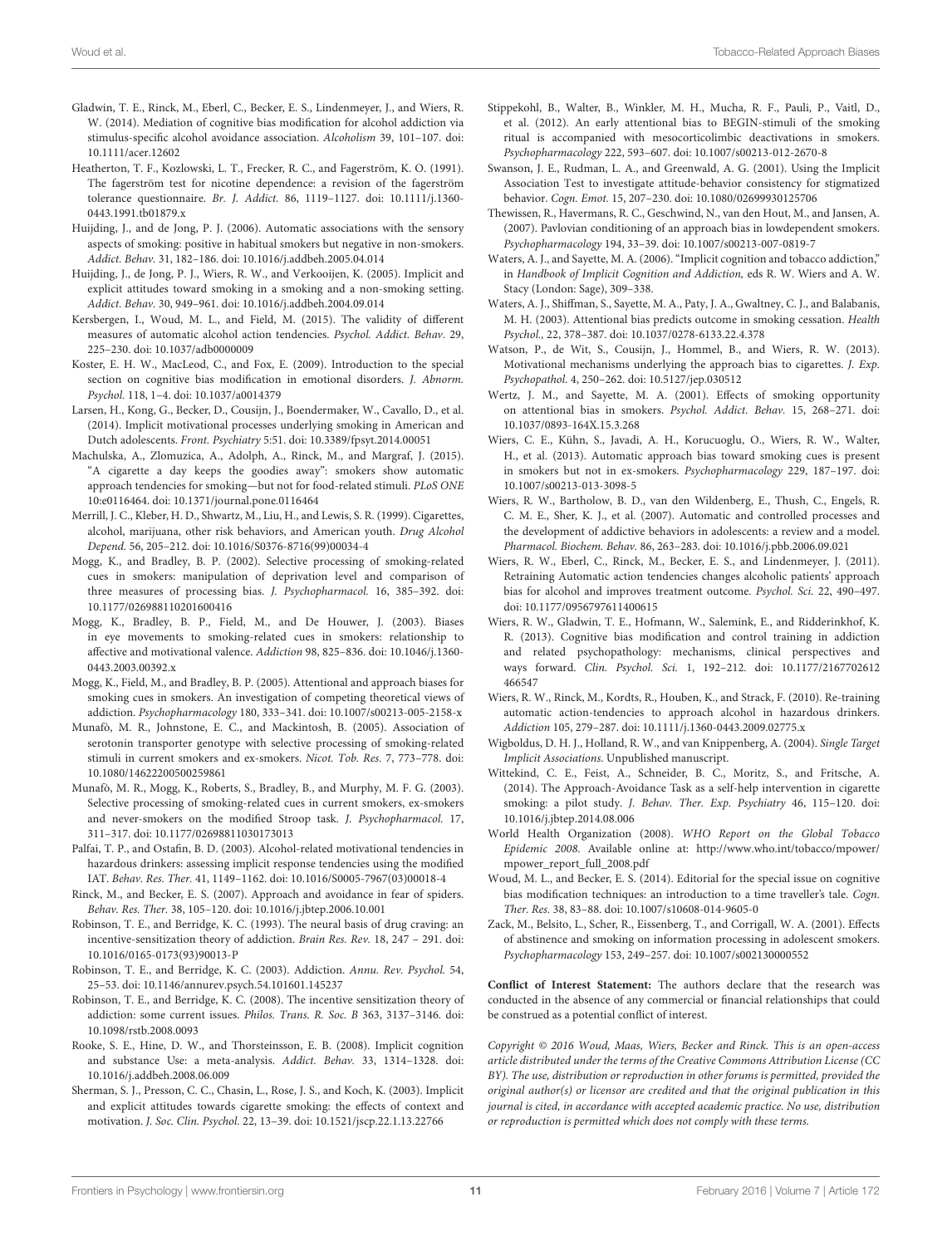Gladwin, T. E., Rinck, M., Eberl, C., Becker, E. S., Lindenmeyer, J., and Wiers, R. W. (2014). Mediation of cognitive bias modification for alcohol addiction via stimulus-specific alcohol avoidance association. *Alcoholism* 39, 101–107. doi: 10.1111/acer.12602

Heatherton, T. F., Kozlowski, L. T., Frecker, R. C., and Fagerström, K. O. (1991). The fagerström test for nicotine dependence: a revision of the fagerström tolerance questionnaire. *Br. J. Addict.* 86, 1119–1127. doi: 10.1111/j.1360-0443.1991.tb01879.x

Huijding, J., and de Jong, P. J. (2006). Automatic associations with the sensory aspects of smoking: positive in habitual smokers but negative in non-smokers. *Addict. Behav.* 31, 182–186. doi: 10.1016/j.addbeh.2005.04.014

Huijding, J., de Jong, P. J., Wiers, R. W., and Verkooijen, K. (2005). Implicit and explicit attitudes toward smoking in a smoking and a non-smoking setting. *Addict. Behav.* 30, 949–961. doi: 10.1016/j.addbeh.2004.09.014

Kersbergen, I., Woud, M. L., and Field, M. (2015). The validity of different measures of automatic alcohol action tendencies. *Psychol. Addict. Behav.* 29, 225–230. doi: 10.1037/adb0000009

Koster, E. H. W., MacLeod, C., and Fox, E. (2009). Introduction to the special section on cognitive bias modification in emotional disorders. *J. Abnorm. Psychol.* 118, 1–4. doi: 10.1037/a0014379

Larsen, H., Kong, G., Becker, D., Cousijn, J., Boendermaker, W., Cavallo, D., et al. (2014). Implicit motivational processes underlying smoking in American and Dutch adolescents. *Front. Psychiatry* 5:51. doi: 10.3389/fpsyt.2014.00051

Machulska, A., Zlomuzica, A., Adolph, A., Rinck, M., and Margraf, J. (2015). "A cigarette a day keeps the goodies away": smokers show automatic approach tendencies for smoking—but not for food-related stimuli. *PLoS ONE* 10:e0116464. doi: 10.1371/journal.pone.0116464

Merrill, J. C., Kleber, H. D., Shwartz, M., Liu, H., and Lewis, S. R. (1999). Cigarettes, alcohol, marijuana, other risk behaviors, and American youth. *Drug Alcohol Depend.* 56, 205–212. doi: 10.1016/S0376-8716(99)00034-4

Mogg, K., and Bradley, B. P. (2002). Selective processing of smoking-related cues in smokers: manipulation of deprivation level and comparison of three measures of processing bias. *J. Psychopharmacol.* 16, 385–392. doi: 10.1177/026988110201600416

Mogg, K., Bradley, B. P., Field, M., and De Houwer, J. (2003). Biases in eye movements to smoking-related cues in smokers: relationship to affective and motivational valence. *Addiction* 98, 825–836. doi: 10.1046/j.1360-0443.2003.00392.x

Mogg, K., Field, M., and Bradley, B. P. (2005). Attentional and approach biases for smoking cues in smokers. An investigation of competing theoretical views of addiction. *Psychopharmacology* 180, 333–341. doi: 10.1007/s00213-005-2158-x

Munafò, M. R., Johnstone, E. C., and Mackintosh, B. (2005). Association of serotonin transporter genotype with selective processing of smoking-related stimuli in current smokers and ex-smokers. *Nicot. Tob. Res.* 7, 773–778. doi: 10.1080/14622200500259861

Munafò, M. R., Mogg, K., Roberts, S., Bradley, B., and Murphy, M. F. G. (2003). Selective processing of smoking-related cues in current smokers, ex-smokers and never-smokers on the modified Stroop task. *J. Psychopharmacol.* 17, 311–317. doi: 10.1177/02698811030173013

Palfai, T. P., and Ostafin, B. D. (2003). Alcohol-related motivational tendencies in hazardous drinkers: assessing implicit response tendencies using the modified IAT. *Behav. Res. Ther.* 41, 1149–1162. doi: 10.1016/S0005-7967(03)00018-4

Rinck, M., and Becker, E. S. (2007). Approach and avoidance in fear of spiders. *Behav. Res. Ther.* 38, 105–120. doi: 10.1016/j.jbtep.2006.10.001

Robinson, T. E., and Berridge, K. C. (1993). The neural basis of drug craving: an incentive-sensitization theory of addiction. *Brain Res. Rev.* 18, 247 – 291. doi: 10.1016/0165-0173(93)90013-P

Robinson, T. E., and Berridge, K. C. (2003). Addiction. *Annu. Rev. Psychol.* 54, 25–53. doi: 10.1146/annurev.psych.54.101601.145237

Robinson, T. E., and Berridge, K. C. (2008). The incentive sensitization theory of addiction: some current issues. *Philos. Trans. R. Soc. B* 363, 3137–3146. doi: 10.1098/rstb.2008.0093

Rooke, S. E., Hine, D. W., and Thorsteinsson, E. B. (2008). Implicit cognition and substance Use: a meta-analysis. *Addict. Behav.* 33, 1314–1328. doi: 10.1016/j.addbeh.2008.06.009

Sherman, S. J., Presson, C. C., Chasin, L., Rose, J. S., and Koch, K. (2003). Implicit and explicit attitudes towards cigarette smoking: the effects of context and motivation. *J. Soc. Clin. Psychol.* 22, 13–39. doi: 10.1521/jscp.22.1.13.22766

Stippekohl, B., Walter, B., Winkler, M. H., Mucha, R. F., Pauli, P., Vaitl, D., et al. (2012). An early attentional bias to BEGIN-stimuli of the smoking ritual is accompanied with mesocorticolimbic deactivations in smokers. *Psychopharmacology* 222, 593–607. doi: 10.1007/s00213-012-2670-8

Swanson, J. E., Rudman, L. A., and Greenwald, A. G. (2001). Using the Implicit Association Test to investigate attitude-behavior consistency for stigmatized behavior. *Cogn. Emot.* 15, 207–230. doi: 10.1080/02699930125706

Thewissen, R., Havermans, R. C., Geschwind, N., van den Hout, M., and Jansen, A. (2007). Pavlovian conditioning of an approach bias in lowdependent smokers. *Psychopharmacology* 194, 33–39. doi: 10.1007/s00213-007-0819-7

Waters, A. J., and Sayette, M. A. (2006). "Implicit cognition and tobacco addiction," in *Handbook of Implicit Cognition and Addiction*, eds R. W. Wiers and A. W. Stacy (London: Sage), 309–338.

Waters, A. J., Shiffman, S., Sayette, M. A., Paty, J. A., Gwaltney, C. J., and Balabanis, M. H. (2003). Attentional bias predicts outcome in smoking cessation. *Health Psychol.*, 22, 378–387. doi: 10.1037/0278-6133.22.4.378

Watson, P., de Wit, S., Cousijn, J., Hommel, B., and Wiers, R. W. (2013). Motivational mechanisms underlying the approach bias to cigarettes. *J. Exp. Psychopathol.* 4, 250–262. doi: 10.5127/jep.030512

Wertz, J. M., and Sayette, M. A. (2001). Effects of smoking opportunity on attentional bias in smokers. *Psychol. Addict. Behav.* 15, 268–271. doi: 10.1037/0893-164X.15.3.268

Wiers, C. E., Kühn, S., Javadi, A. H., Korucuoglu, O., Wiers, R. W., Walter, H., et al. (2013). Automatic approach bias toward smoking cues is present in smokers but not in ex-smokers. *Psychopharmacology* 229, 187–197. doi: 10.1007/s00213-013-3098-5

Wiers, R. W., Bartholow, B. D., van den Wildenberg, E., Thush, C., Engels, R. C. M. E., Sher, K. J., et al. (2007). Automatic and controlled processes and the development of addictive behaviors in adolescents: a review and a model. *Pharmacol. Biochem. Behav.* 86, 263–283. doi: 10.1016/j.pbb.2006.09.021

Wiers, R. W., Eberl, C., Rinck, M., Becker, E. S., and Lindenmeyer, J. (2011). Retraining Automatic action tendencies changes alcoholic patients' approach bias for alcohol and improves treatment outcome. *Psychol. Sci.* 22, 490–497. doi: 10.1177/0956797611400615

Wiers, R. W., Gladwin, T. E., Hofmann, W., Salemink, E., and Ridderinkhof, K. R. (2013). Cognitive bias modification and control training in addiction and related psychopathology: mechanisms, clinical perspectives and ways forward. *Clin. Psychol. Sci.* 1, 192–212. doi: 10.1177/2167702612466547

Wiers, R. W., Rinck, M., Kordts, R., Houben, K., and Strack, F. (2010). Re-training automatic action-tendencies to approach alcohol in hazardous drinkers. *Addiction* 105, 279–287. doi: 10.1111/j.1360-0443.2009.02775.x

Wigboldus, D. H. J., Holland, R. W., and van Knippenberg, A. (2004). *Single Target Implicit Associations*. Unpublished manuscript.

Wittekind, C. E., Feist, A., Schneider, B. C., Moritz, S., and Fritsche, A. (2014). The Approach-Avoidance Task as a self-help intervention in cigarette smoking: a pilot study. *J. Behav. Ther. Exp. Psychiatry* 46, 115–120. doi: 10.1016/j.jbtep.2014.08.006

World Health Organization (2008). *WHO Report on the Global Tobacco Epidemic 2008*. Available online at: http://www.who.int/tobacco/mpower/mpower_report_full_2008.pdf

Woud, M. L., and Becker, E. S. (2014). Editorial for the special issue on cognitive bias modification techniques: an introduction to a time traveller's tale. *Cogn. Ther. Res.* 38, 83–88. doi: 10.1007/s10608-014-9605-0

Zack, M., Belsito, L., Scher, R., Eissenberg, T., and Corrigall, W. A. (2001). Effects of abstinence and smoking on information processing in adolescent smokers. *Psychopharmacology* 153, 249–257. doi: 10.1007/s002130000552

**Conflict of Interest Statement:** The authors declare that the research was conducted in the absence of any commercial or financial relationships that could be construed as a potential conflict of interest.

*Copyright © 2016 Woud, Maas, Wiers, Becker and Rinck. This is an open-access article distributed under the terms of the Creative Commons Attribution License (CC BY). The use, distribution or reproduction in other forums is permitted, provided the original author(s) or licensor are credited and that the original publication in this journal is cited, in accordance with accepted academic practice. No use, distribution or reproduction is permitted which does not comply with these terms.*